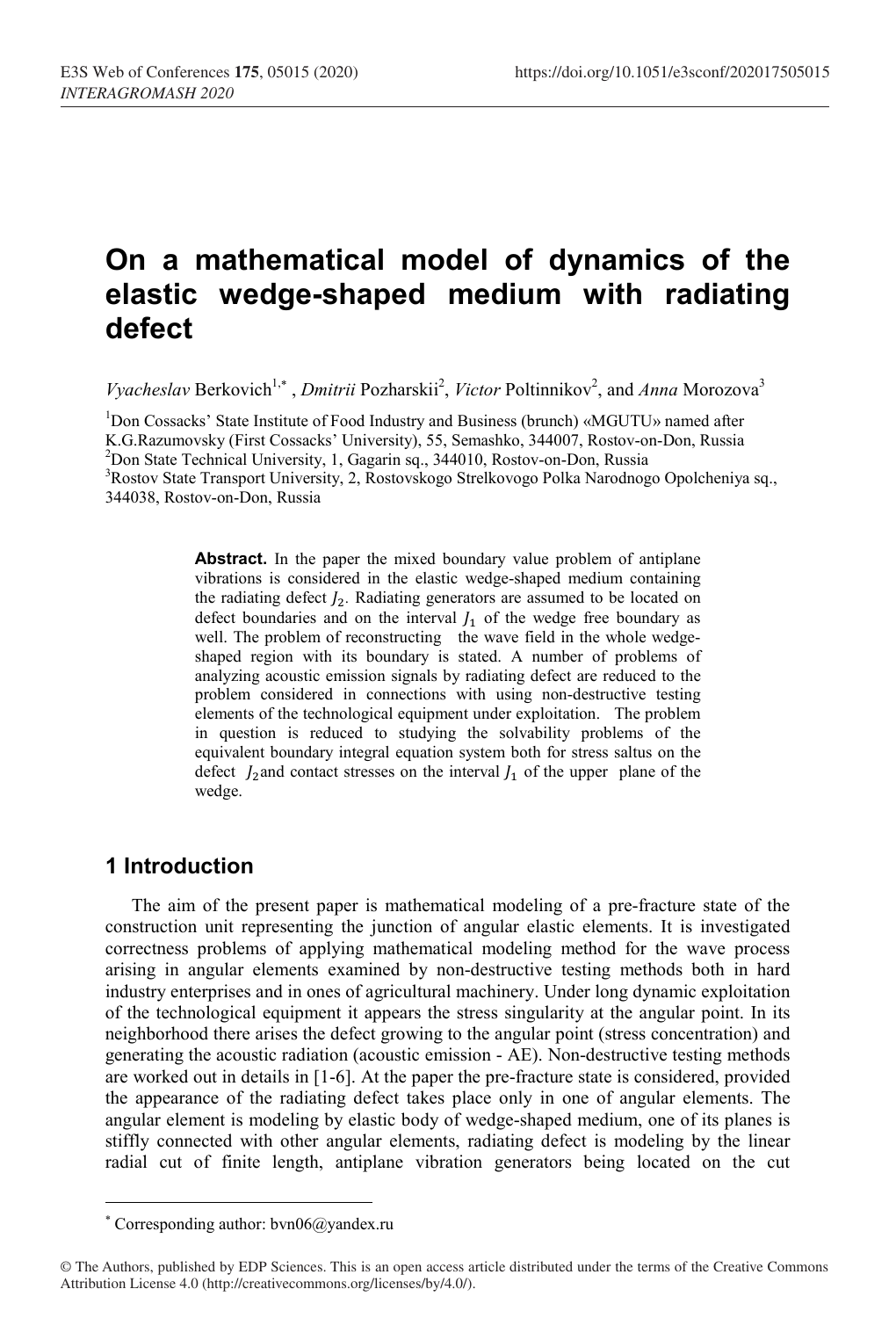# On a mathematical model of dynamics of the elastic wedge-shaped medium with radiating defect

*Vyacheslav* Berkovich[1,*] , *Dmitrii* Pozharskii[2], *Victor* Poltinnikov[2], and *Anna* Morozova[3]

[1]Don Cossacks' State Institute of Food Industry and Business (brunch) «MGUTU» named after K.G.Razumovsky (First Cossacks' University), 55, Semashko, 344007, Rostov-on-Don, Russia
[2]Don State Technical University, 1, Gagarin sq., 344010, Rostov-on-Don, Russia
[3]Rostov State Transport University, 2, Rostovskogo Strelkovogo Polka Narodnogo Opolcheniya sq., 344038, Rostov-on-Don, Russia

**Abstract.** In the paper the mixed boundary value problem of antiplane vibrations is considered in the elastic wedge-shaped medium containing the radiating defect $J_2$. Radiating generators are assumed to be located on defect boundaries and on the interval $J_1$ of the wedge free boundary as well. The problem of reconstructing the wave field in the whole wedge-shaped region with its boundary is stated. A number of problems of analyzing acoustic emission signals by radiating defect are reduced to the problem considered in connections with using non-destructive testing elements of the technological equipment under exploitation. The problem in question is reduced to studying the solvability problems of the equivalent boundary integral equation system both for stress saltus on the defect $J_2$ and contact stresses on the interval $J_1$ of the upper plane of the wedge.

## 1 Introduction

The aim of the present paper is mathematical modeling of a pre-fracture state of the construction unit representing the junction of angular elastic elements. It is investigated correctness problems of applying mathematical modeling method for the wave process arising in angular elements examined by non-destructive testing methods both in hard industry enterprises and in ones of agricultural machinery. Under long dynamic exploitation of the technological equipment it appears the stress singularity at the angular point. In its neighborhood there arises the defect growing to the angular point (stress concentration) and generating the acoustic radiation (acoustic emission - AE). Non-destructive testing methods are worked out in details in [1-6]. At the paper the pre-fracture state is considered, provided the appearance of the radiating defect takes place only in one of angular elements. The angular element is modeling by elastic body of wedge-shaped medium, one of its planes is stiffly connected with other angular elements, radiating defect is modeling by the linear radial cut of finite length, antiplane vibration generators being located on the cut

---

[*] Corresponding author: bvn06@yandex.ru

© The Authors, published by EDP Sciences. This is an open access article distributed under the terms of the Creative Commons Attribution License 4.0 (http://creativecommons.org/licenses/by/4.0/).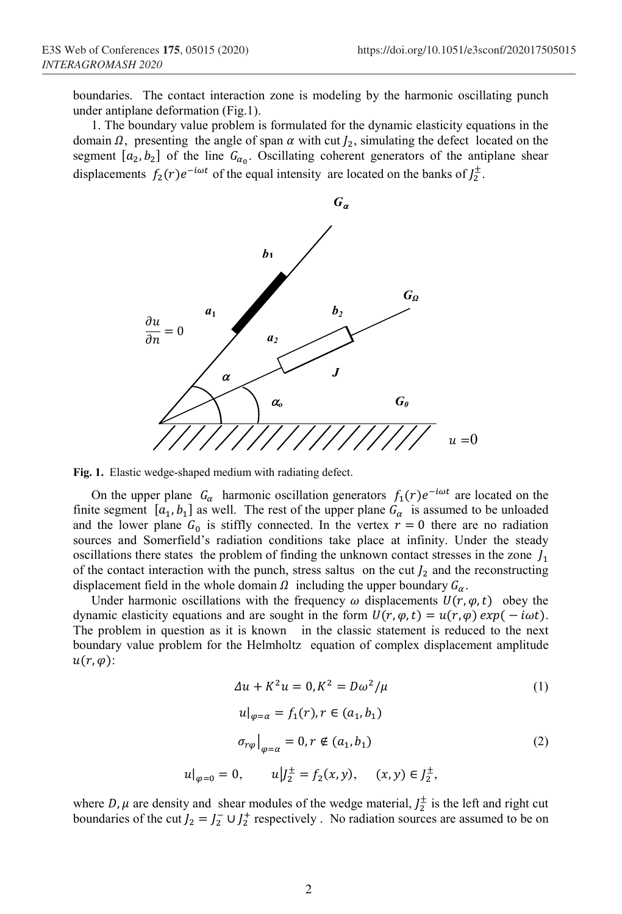boundaries. The contact interaction zone is modeling by the harmonic oscillating punch under antiplane deformation (Fig.1).

1. The boundary value problem is formulated for the dynamic elasticity equations in the domain $\Omega$, presenting the angle of span $\alpha$ with cut $J_2$, simulating the defect located on the segment $[a_2, b_2]$ of the line $G_{\alpha_0}$. Oscillating coherent generators of the antiplane shear displacements $f_2(r)e^{-i\omega t}$ of the equal intensity are located on the banks of $J_2^{\pm}$.

Fig. 1. Elastic wedge-shaped medium with radiating defect.

On the upper plane $G_\alpha$ harmonic oscillation generators $f_1(r)e^{-i\omega t}$ are located on the finite segment $[a_1, b_1]$ as well. The rest of the upper plane $G_\alpha$ is assumed to be unloaded and the lower plane $G_0$ is stiffly connected. In the vertex $r = 0$ there are no radiation sources and Somerfield's radiation conditions take place at infinity. Under the steady oscillations there states the problem of finding the unknown contact stresses in the zone $J_1$ of the contact interaction with the punch, stress saltus on the cut $J_2$ and the reconstructing displacement field in the whole domain $\Omega$ including the upper boundary $G_\alpha$.

Under harmonic oscillations with the frequency $\omega$ displacements $U(r, \varphi, t)$ obey the dynamic elasticity equations and are sought in the form $U(r, \varphi, t) = u(r, \varphi)\, exp(-i\omega t)$. The problem in question as it is known in the classic statement is reduced to the next boundary value problem for the Helmholtz equation of complex displacement amplitude $u(r, \varphi)$:

$$\Delta u + K^2 u = 0, K^2 = D\omega^2/\mu \tag{1}$$

$$u|_{\varphi=\alpha} = f_1(r), r \in (a_1, b_1)$$

$$\sigma_{r\varphi}\big|_{\varphi=\alpha} = 0, r \notin (a_1, b_1) \tag{2}$$

$$u|_{\varphi=0} = 0, \qquad u|J_2^{\pm} = f_2(x, y), \quad (x, y) \in J_2^{\pm},$$

where $D, \mu$ are density and shear modules of the wedge material, $J_2^{\pm}$ is the left and right cut boundaries of the cut $J_2 = J_2^{-} \cup J_2^{+}$ respectively . No radiation sources are assumed to be on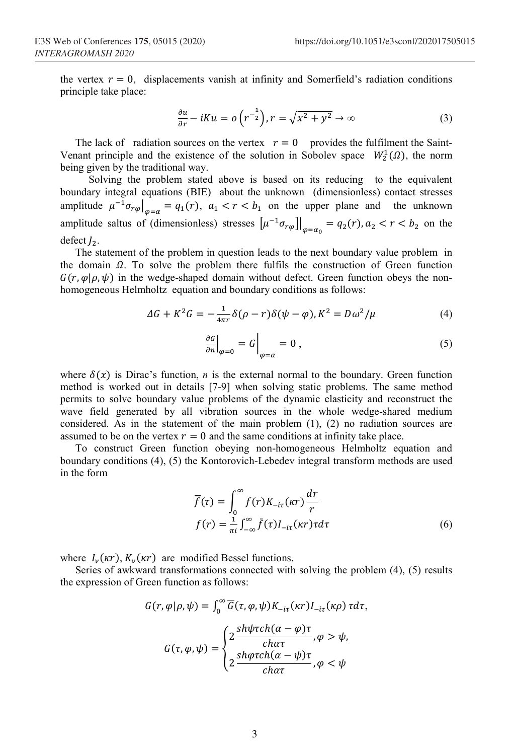the vertex $r = 0$, displacements vanish at infinity and Somerfield's radiation conditions principle take place:

$$\frac{\partial u}{\partial r} - iKu = o\left(r^{-\frac{1}{2}}\right), r = \sqrt{x^2 + y^2} \to \infty \tag{3}$$

The lack of radiation sources on the vertex $r = 0$ provides the fulfilment the Saint-Venant principle and the existence of the solution in Sobolev space $W_2^1(\Omega)$, the norm being given by the traditional way.

Solving the problem stated above is based on its reducing to the equivalent boundary integral equations (BIE) about the unknown (dimensionless) contact stresses amplitude $\mu^{-1}\sigma_{r\varphi}\big|_{\varphi=\alpha} = q_1(r),\ a_1 < r < b_1$ on the upper plane and the unknown amplitude saltus of (dimensionless) stresses $\left[\mu^{-1}\sigma_{r\varphi}\right]\big|_{\varphi=\alpha_0} = q_2(r), a_2 < r < b_2$ on the defect $J_2$.

The statement of the problem in question leads to the next boundary value problem in the domain $\Omega$. To solve the problem there fulfils the construction of Green function $G(r, \varphi|\rho, \psi)$ in the wedge-shaped domain without defect. Green function obeys the non-homogeneous Helmholtz equation and boundary conditions as follows:

$$\Delta G + K^2 G = -\frac{1}{4\pi r}\delta(\rho - r)\delta(\psi - \varphi), K^2 = D\omega^2/\mu \tag{4}$$

$$\frac{\partial G}{\partial n}\Big|_{\varphi=0} = G\Big|_{\varphi=\alpha} = 0\ , \tag{5}$$

where $\delta(x)$ is Dirac's function, $n$ is the external normal to the boundary. Green function method is worked out in details [7-9] when solving static problems. The same method permits to solve boundary value problems of the dynamic elasticity and reconstruct the wave field generated by all vibration sources in the whole wedge-shared medium considered. As in the statement of the main problem (1), (2) no radiation sources are assumed to be on the vertex $r = 0$ and the same conditions at infinity take place.

To construct Green function obeying non-homogeneous Helmholtz equation and boundary conditions (4), (5) the Kontorovich-Lebedev integral transform methods are used in the form

$$\overline{f}(\tau) = \int_0^\infty f(r) K_{-i\tau}(\kappa r)\frac{dr}{r}$$
$$f(r) = \frac{1}{\pi i}\int_{-\infty}^{\infty} \bar{f}(\tau) I_{-i\tau}(\kappa r)\tau d\tau \tag{6}$$

where $I_\nu(\kappa r), K_\nu(\kappa r)$ are modified Bessel functions.

Series of awkward transformations connected with solving the problem (4), (5) results the expression of Green function as follows:

$$G(r, \varphi|\rho, \psi) = \int_0^\infty \overline{G}(\tau, \varphi, \psi) K_{-i\tau}(\kappa r) I_{-i\tau}(\kappa \rho)\ \tau d\tau,$$

$$\overline{G}(\tau, \varphi, \psi) = \begin{cases} 2\dfrac{sh\psi\tau ch(\alpha - \varphi)\tau}{ch\alpha\tau}, \varphi > \psi, \\ 2\dfrac{sh\varphi\tau ch(\alpha - \psi)\tau}{ch\alpha\tau}, \varphi < \psi \end{cases}$$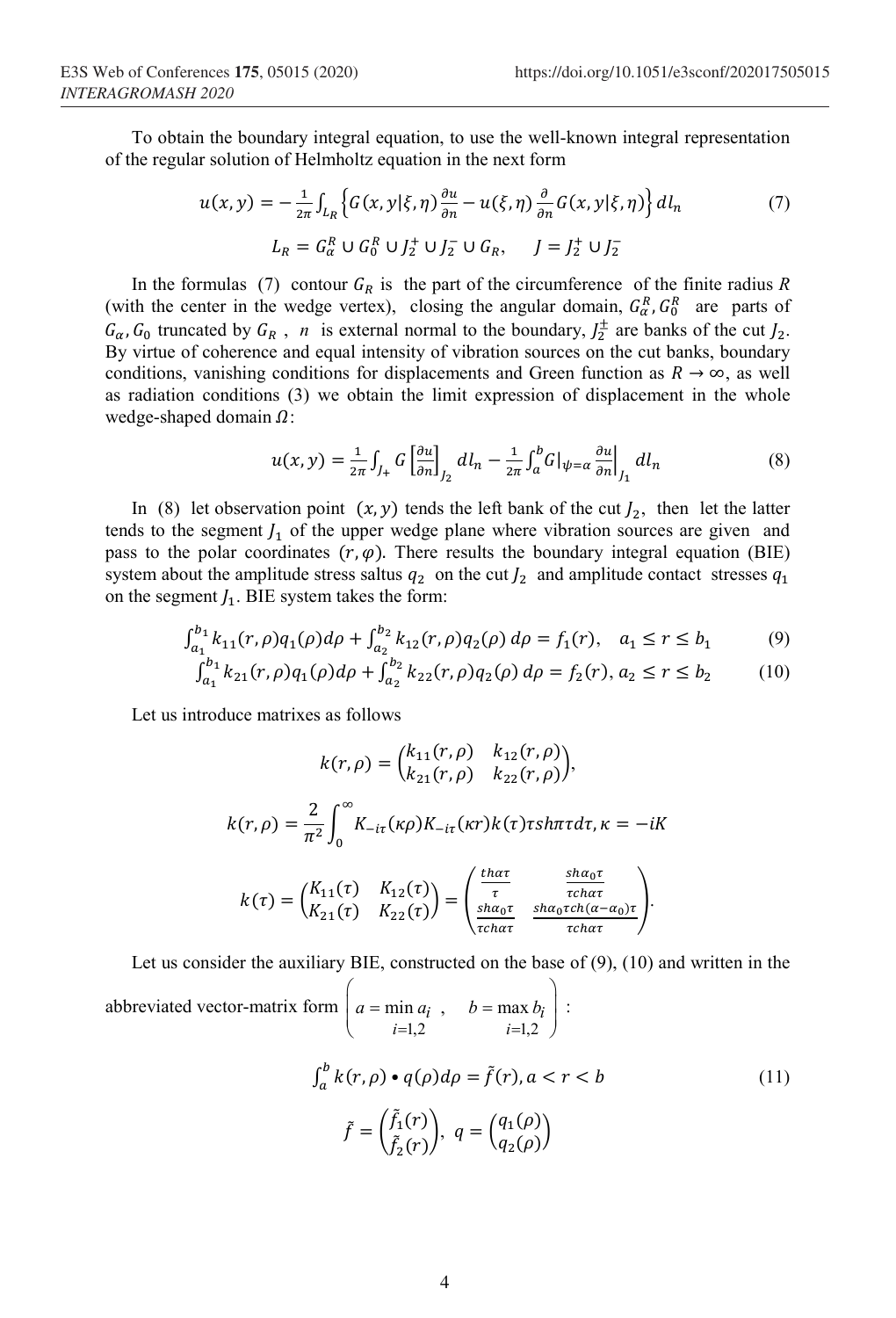To obtain the boundary integral equation, to use the well-known integral representation of the regular solution of Helmholtz equation in the next form

$$u(x,y) = -\frac{1}{2\pi}\int_{L_R}\left\{G(x,y|\xi,\eta)\frac{\partial u}{\partial n} - u(\xi,\eta)\frac{\partial}{\partial n}G(x,y|\xi,\eta)\right\}dl_n \tag{7}$$

$$L_R = G_\alpha^R \cup G_0^R \cup J_2^+ \cup J_2^- \cup G_R, \quad J = J_2^+ \cup J_2^-$$

In the formulas (7) contour $G_R$ is the part of the circumference of the finite radius $R$ (with the center in the wedge vertex), closing the angular domain, $G_\alpha^R, G_0^R$ are parts of $G_\alpha, G_0$ truncated by $G_R$, $n$ is external normal to the boundary, $J_2^\pm$ are banks of the cut $J_2$. By virtue of coherence and equal intensity of vibration sources on the cut banks, boundary conditions, vanishing conditions for displacements and Green function as $R \to \infty$, as well as radiation conditions (3) we obtain the limit expression of displacement in the whole wedge-shaped domain $\Omega$:

$$u(x,y) = \frac{1}{2\pi}\int_{J_+} G\left[\frac{\partial u}{\partial n}\right]_{J_2} dl_n - \frac{1}{2\pi}\int_a^b G|_{\psi=\alpha}\frac{\partial u}{\partial n}\bigg|_{J_1} dl_n \tag{8}$$

In (8) let observation point $(x,y)$ tends the left bank of the cut $J_2$, then let the latter tends to the segment $J_1$ of the upper wedge plane where vibration sources are given and pass to the polar coordinates $(r,\varphi)$. There results the boundary integral equation (BIE) system about the amplitude stress saltus $q_2$ on the cut $J_2$ and amplitude contact stresses $q_1$ on the segment $J_1$. BIE system takes the form:

$$\int_{a_1}^{b_1} k_{11}(r,\rho)q_1(\rho)d\rho + \int_{a_2}^{b_2} k_{12}(r,\rho)q_2(\rho)\,d\rho = f_1(r), \quad a_1 \le r \le b_1 \tag{9}$$

$$\int_{a_1}^{b_1} k_{21}(r,\rho)q_1(\rho)d\rho + \int_{a_2}^{b_2} k_{22}(r,\rho)q_2(\rho)\,d\rho = f_2(r), \; a_2 \le r \le b_2 \tag{10}$$

Let us introduce matrixes as follows

$$k(r,\rho) = \begin{pmatrix} k_{11}(r,\rho) & k_{12}(r,\rho) \\ k_{21}(r,\rho) & k_{22}(r,\rho) \end{pmatrix},$$

$$k(r,\rho) = \frac{2}{\pi^2}\int_0^\infty K_{-i\tau}(\kappa\rho)K_{-i\tau}(\kappa r)k(\tau)\tau sh\pi\tau d\tau, \kappa = -iK$$

$$k(\tau) = \begin{pmatrix} K_{11}(\tau) & K_{12}(\tau) \\ K_{21}(\tau) & K_{22}(\tau) \end{pmatrix} = \begin{pmatrix} \frac{th\alpha\tau}{\tau} & \frac{sh\alpha_0\tau}{\tau ch\alpha\tau} \\ \frac{sh\alpha_0\tau}{\tau ch\alpha\tau} & \frac{sh\alpha_0\tau ch(\alpha-\alpha_0)\tau}{\tau ch\alpha\tau} \end{pmatrix}.$$

Let us consider the auxiliary BIE, constructed on the base of (9), (10) and written in the abbreviated vector-matrix form $\left(a = \min_{i=1,2} a_i\;, \quad b = \max_{i=1,2} b_i\right)$:

$$\int_a^b k(r,\rho) \bullet q(\rho)d\rho = \tilde{f}(r), a < r < b \tag{11}$$

$$\tilde{f} = \begin{pmatrix} \tilde{f}_1(r) \\ \tilde{f}_2(r) \end{pmatrix}, \; q = \begin{pmatrix} q_1(\rho) \\ q_2(\rho) \end{pmatrix}$$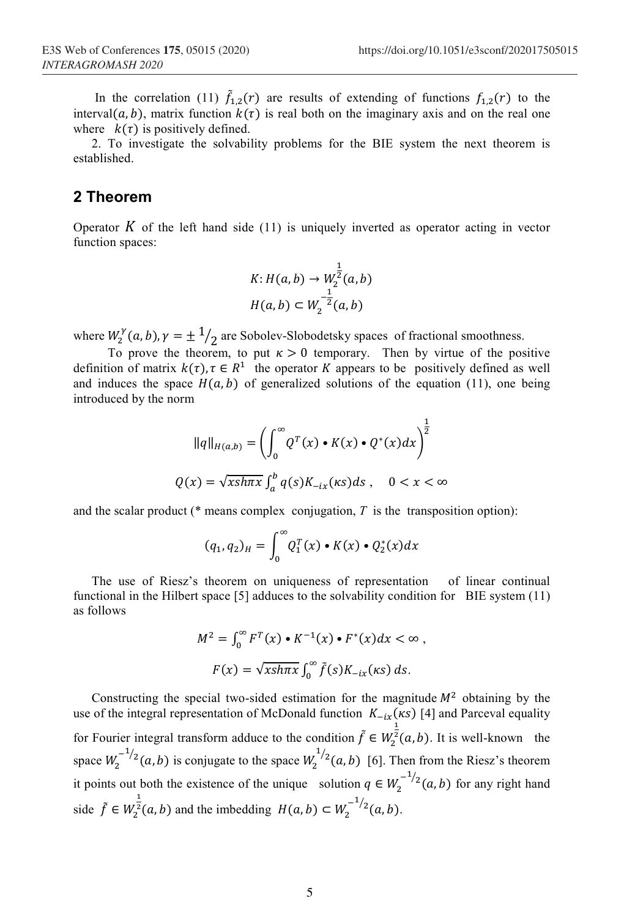In the correlation (11) $\tilde{f}_{1,2}(r)$ are results of extending of functions $f_{1,2}(r)$ to the interval$(a, b)$, matrix function $k(\tau)$ is real both on the imaginary axis and on the real one where $k(\tau)$ is positively defined.

2. To investigate the solvability problems for the BIE system the next theorem is established.

## 2 Theorem

Operator $K$ of the left hand side (11) is uniquely inverted as operator acting in vector function spaces:

$$K: H(a,b) \to W_2^{\frac{1}{2}}(a,b)$$

$$H(a,b) \subset W_2^{-\frac{1}{2}}(a,b)$$

where $W_2^{\gamma}(a,b), \gamma = \pm {}^1/_2$ are Sobolev-Slobodetsky spaces of fractional smoothness.

To prove the theorem, to put $\kappa > 0$ temporary. Then by virtue of the positive definition of matrix $k(\tau), \tau \in R^1$ the operator $K$ appears to be positively defined as well and induces the space $H(a,b)$ of generalized solutions of the equation (11), one being introduced by the norm

$$\|q\|_{H(a,b)} = \left(\int_0^\infty Q^T(x) \bullet K(x) \bullet Q^*(x)dx\right)^{\frac{1}{2}}$$

$$Q(x) = \sqrt{xsh\pi x}\int_a^b q(s)K_{-ix}(\kappa s)ds\,, \quad 0 < x < \infty$$

and the scalar product (* means complex conjugation, $T$ is the transposition option):

$$(q_1, q_2)_H = \int_0^\infty Q_1^T(x) \bullet K(x) \bullet Q_2^*(x)dx$$

The use of Riesz's theorem on uniqueness of representation of linear continual functional in the Hilbert space [5] adduces to the solvability condition for BIE system (11) as follows

$$M^2 = \int_0^\infty F^T(x) \bullet K^{-1}(x) \bullet F^*(x)dx < \infty\,,$$

$$F(x) = \sqrt{xsh\pi x}\int_0^\infty \tilde{f}(s)K_{-ix}(\kappa s)\,ds.$$

Constructing the special two-sided estimation for the magnitude $M^2$ obtaining by the use of the integral representation of McDonald function $K_{-ix}(\kappa s)$ [4] and Parceval equality for Fourier integral transform adduce to the condition $\tilde{f} \in W_2^{\frac{1}{2}}(a,b)$. It is well-known the space $W_2^{-1/2}(a,b)$ is conjugate to the space $W_2^{1/2}(a,b)$ [6]. Then from the Riesz's theorem it points out both the existence of the unique solution $q \in W_2^{-1/2}(a,b)$ for any right hand side $\tilde{f} \in W_2^{\frac{1}{2}}(a,b)$ and the imbedding $H(a,b) \subset W_2^{-1/2}(a,b)$.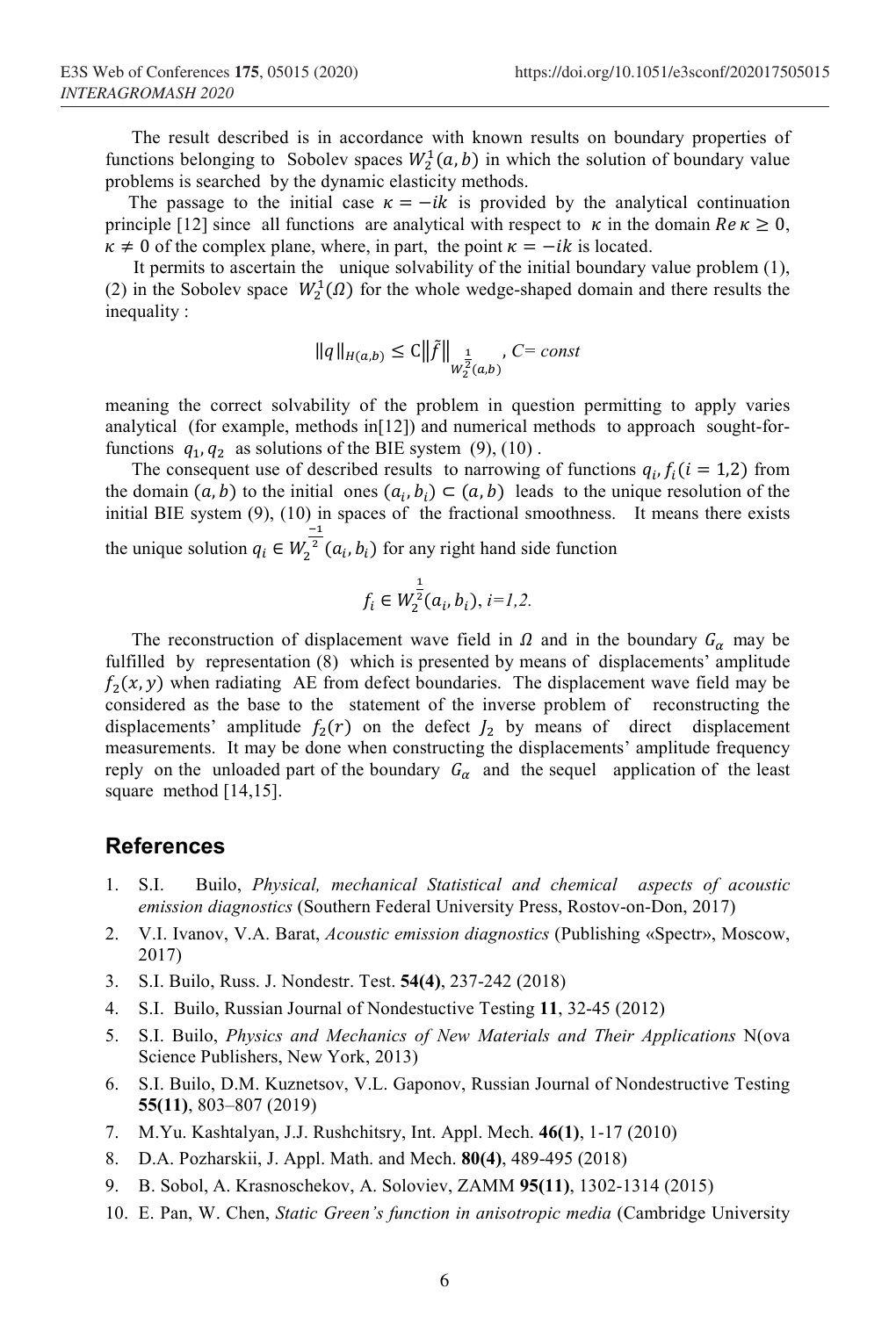The result described is in accordance with known results on boundary properties of functions belonging to Sobolev spaces $W_2^1(a,b)$ in which the solution of boundary value problems is searched by the dynamic elasticity methods.

The passage to the initial case $\kappa = -ik$ is provided by the analytical continuation principle [12] since all functions are analytical with respect to $\kappa$ in the domain $Re\,\kappa \geq 0$, $\kappa \neq 0$ of the complex plane, where, in part, the point $\kappa = -ik$ is located.

It permits to ascertain the unique solvability of the initial boundary value problem (1), (2) in the Sobolev space $W_2^1(\Omega)$ for the whole wedge-shaped domain and there results the inequality :

$$\|q\|_{H(a,b)} \leq C\|\tilde{f}\|_{W_2^{\frac{1}{2}}(a,b)}, \; C = const$$

meaning the correct solvability of the problem in question permitting to apply varies analytical (for example, methods in[12]) and numerical methods to approach sought-for-functions $q_1, q_2$ as solutions of the BIE system (9), (10) .

The consequent use of described results to narrowing of functions $q_i, f_i (i = 1,2)$ from the domain $(a, b)$ to the initial ones $(a_i, b_i) \subset (a, b)$ leads to the unique resolution of the initial BIE system (9), (10) in spaces of the fractional smoothness. It means there exists the unique solution $q_i \in W_2^{\frac{-1}{2}}(a_i, b_i)$ for any right hand side function

$$f_i \in W_2^{\frac{1}{2}}(a_i, b_i), \; i=1,2.$$

The reconstruction of displacement wave field in $\Omega$ and in the boundary $G_\alpha$ may be fulfilled by representation (8) which is presented by means of displacements' amplitude $f_2(x, y)$ when radiating AE from defect boundaries. The displacement wave field may be considered as the base to the statement of the inverse problem of reconstructing the displacements' amplitude $f_2(r)$ on the defect $J_2$ by means of direct displacement measurements. It may be done when constructing the displacements' amplitude frequency reply on the unloaded part of the boundary $G_\alpha$ and the sequel application of the least square method [14,15].

## References

1. S.I. Builo, *Physical, mechanical Statistical and chemical aspects of acoustic emission diagnostics* (Southern Federal University Press, Rostov-on-Don, 2017)
2. V.I. Ivanov, V.A. Barat, *Acoustic emission diagnostics* (Publishing «Spectr», Moscow, 2017)
3. S.I. Builo, Russ. J. Nondestr. Test. **54(4)**, 237-242 (2018)
4. S.I. Builo, Russian Journal of Nondestuctive Testing **11**, 32-45 (2012)
5. S.I. Builo, *Physics and Mechanics of New Materials and Their Applications* N(ova Science Publishers, New York, 2013)
6. S.I. Builo, D.M. Kuznetsov, V.L. Gaponov, Russian Journal of Nondestructive Testing **55(11)**, 803–807 (2019)
7. M.Yu. Kashtalyan, J.J. Rushchitsry, Int. Appl. Mech. **46(1)**, 1-17 (2010)
8. D.A. Pozharskii, J. Appl. Math. and Mech. **80(4)**, 489-495 (2018)
9. B. Sobol, A. Krasnoschekov, A. Soloviev, ZAMM **95(11)**, 1302-1314 (2015)
10. E. Pan, W. Chen, *Static Green's function in anisotropic media* (Cambridge University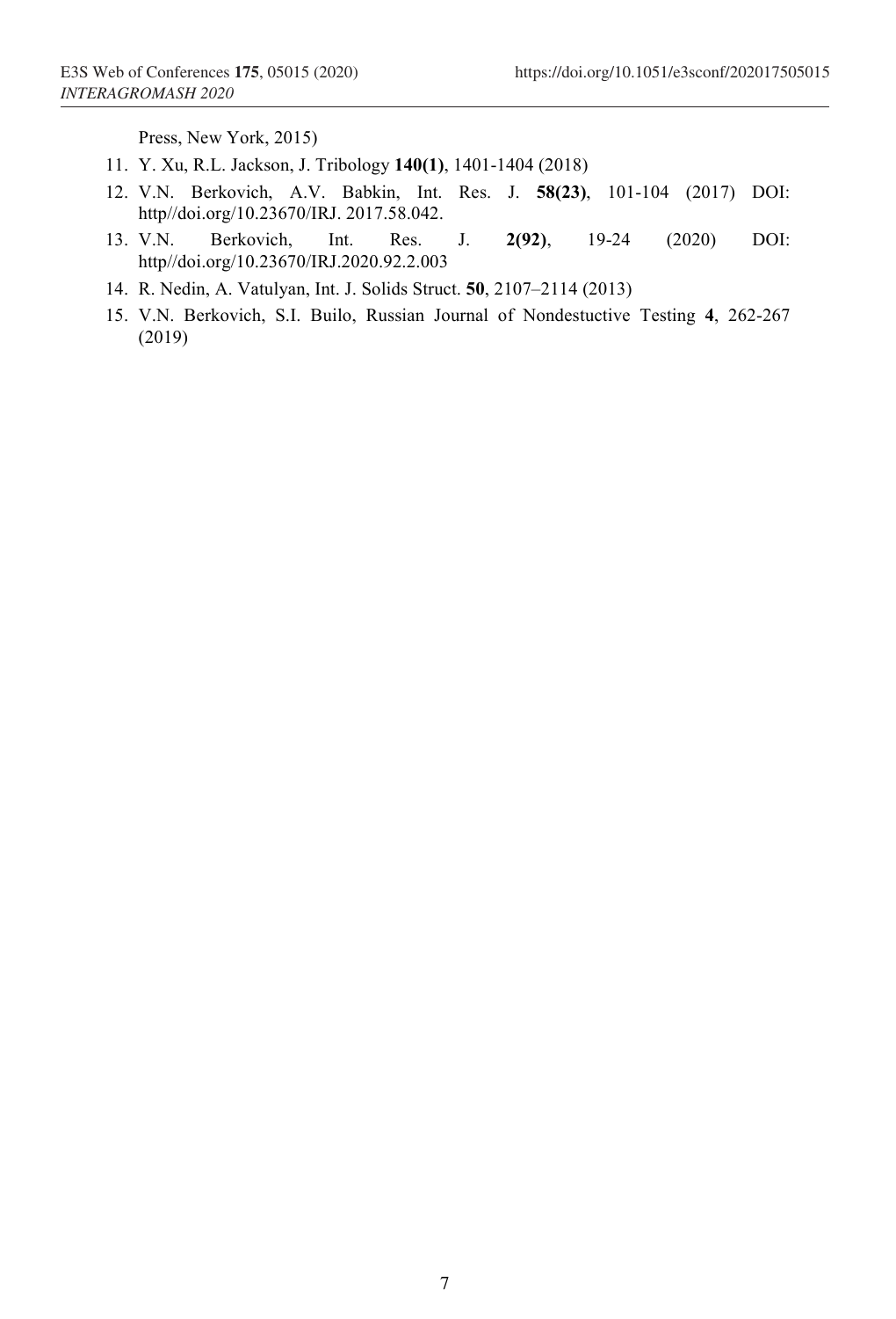Press, New York, 2015)

11. Y. Xu, R.L. Jackson, J. Tribology **140(1)**, 1401-1404 (2018)
12. V.N. Berkovich, A.V. Babkin, Int. Res. J. **58(23)**, 101-104 (2017) DOI: http//doi.org/10.23670/IRJ. 2017.58.042.
13. V.N. Berkovich, Int. Res. J. **2(92)**, 19-24 (2020) DOI: http//doi.org/10.23670/IRJ.2020.92.2.003
14. R. Nedin, A. Vatulyan, Int. J. Solids Struct. **50**, 2107–2114 (2013)
15. V.N. Berkovich, S.I. Builo, Russian Journal of Nondestuctive Testing **4**, 262-267 (2019)